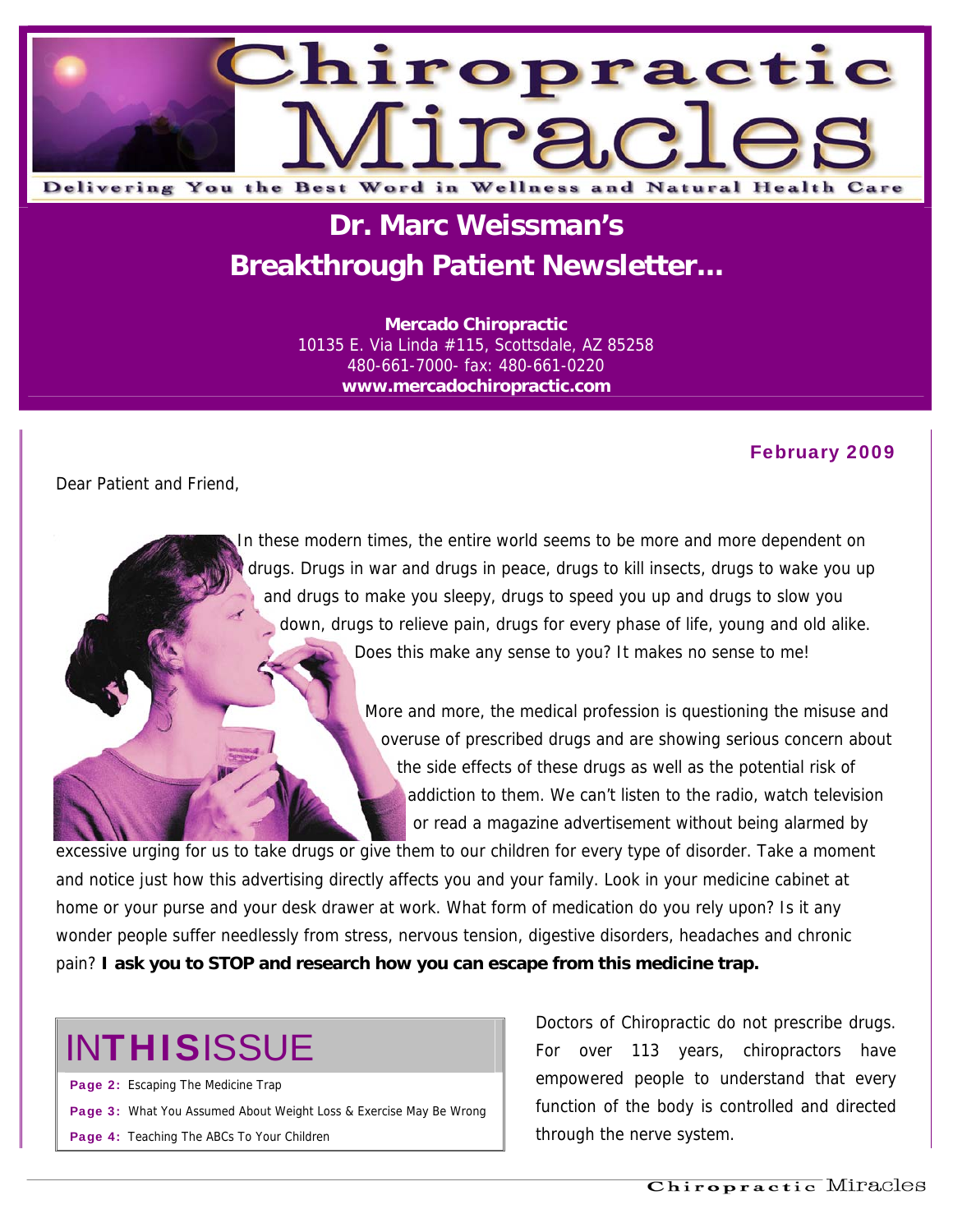# Chiropractic Miracles

Delivering You the Best Word in Wellness and Natural Health Care

## Dr. Marc Weissman's Breakthrough Patient Newsletter...

**Mercado Chiropractic**
10135 E. Via Linda #115, Scottsdale, AZ 85258
480-661-7000- fax: 480-661-0220
**www.mercadochiropractic.com**

**February 2009**

Dear Patient and Friend,

In these modern times, the entire world seems to be more and more dependent on drugs. Drugs in war and drugs in peace, drugs to kill insects, drugs to wake you up and drugs to make you sleepy, drugs to speed you up and drugs to slow you down, drugs to relieve pain, drugs for every phase of life, young and old alike. Does this make any sense to you? It makes no sense to me!

More and more, the medical profession is questioning the misuse and overuse of prescribed drugs and are showing serious concern about the side effects of these drugs as well as the potential risk of addiction to them. We can't listen to the radio, watch television or read a magazine advertisement without being alarmed by excessive urging for us to take drugs or give them to our children for every type of disorder. Take a moment and notice just how this advertising directly affects you and your family. Look in your medicine cabinet at home or your purse and your desk drawer at work. What form of medication do you rely upon? Is it any wonder people suffer needlessly from stress, nervous tension, digestive disorders, headaches and chronic pain? **I ask you to STOP and research how you can escape from this medicine trap.**

## IN THIS ISSUE

**Page 2:** Escaping The Medicine Trap
**Page 3:** What You Assumed About Weight Loss & Exercise May Be Wrong
**Page 4:** Teaching The ABCs To Your Children

Doctors of Chiropractic do not prescribe drugs. For over 113 years, chiropractors have empowered people to understand that every function of the body is controlled and directed through the nerve system.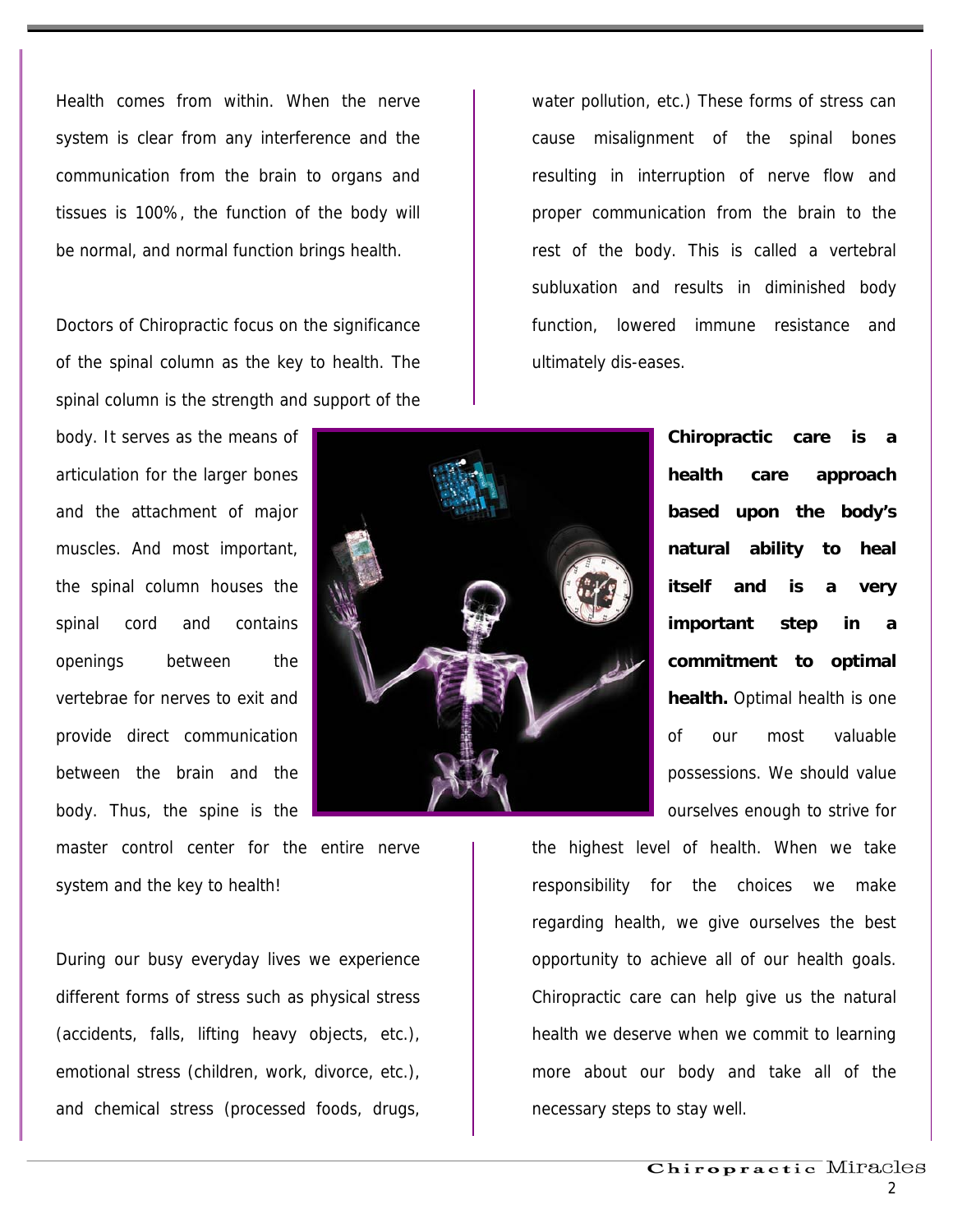Health comes from within. When the nerve system is clear from any interference and the communication from the brain to organs and tissues is 100%, the function of the body will be normal, and normal function brings health.

Doctors of Chiropractic focus on the significance of the spinal column as the key to health. The spinal column is the strength and support of the body. It serves as the means of articulation for the larger bones and the attachment of major muscles. And most important, the spinal column houses the spinal cord and contains openings between the vertebrae for nerves to exit and provide direct communication between the brain and the body. Thus, the spine is the master control center for the entire nerve system and the key to health!

During our busy everyday lives we experience different forms of stress such as physical stress (accidents, falls, lifting heavy objects, etc.), emotional stress (children, work, divorce, etc.), and chemical stress (processed foods, drugs, water pollution, etc.) These forms of stress can cause misalignment of the spinal bones resulting in interruption of nerve flow and proper communication from the brain to the rest of the body. This is called a vertebral subluxation and results in diminished body function, lowered immune resistance and ultimately dis-eases.

**Chiropractic care is a health care approach based upon the body's natural ability to heal itself and is a very important step in a commitment to optimal health.** Optimal health is one of our most valuable possessions. We should value ourselves enough to strive for the highest level of health. When we take responsibility for the choices we make regarding health, we give ourselves the best opportunity to achieve all of our health goals. Chiropractic care can help give us the natural health we deserve when we commit to learning more about our body and take all of the necessary steps to stay well.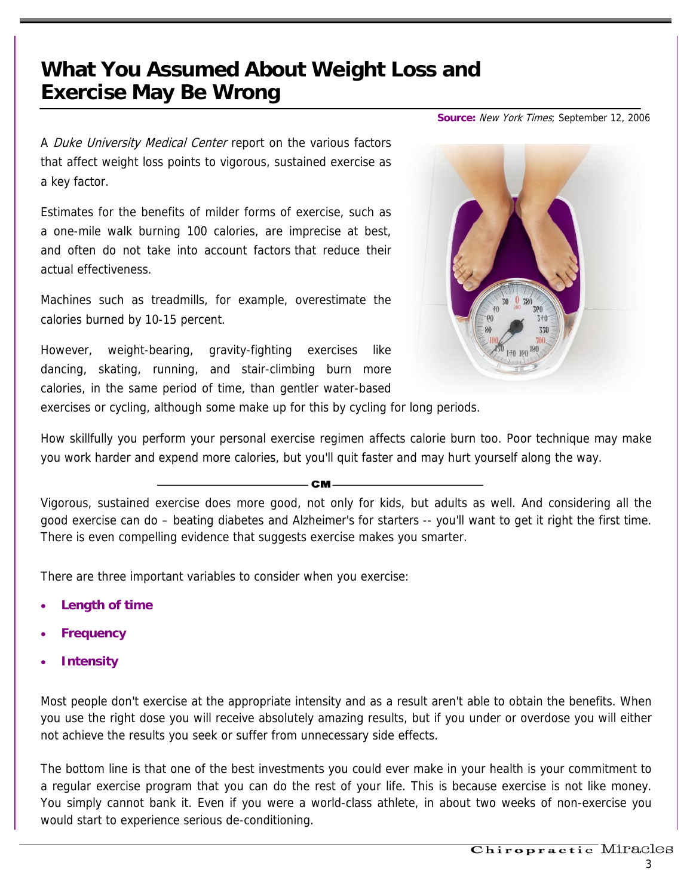# What You Assumed About Weight Loss and Exercise May Be Wrong

**Source:** *New York Times*; September 12, 2006

A *Duke University Medical Center* report on the various factors that affect weight loss points to vigorous, sustained exercise as a key factor.

Estimates for the benefits of milder forms of exercise, such as a one-mile walk burning 100 calories, are imprecise at best, and often do not take into account factors that reduce their actual effectiveness.

Machines such as treadmills, for example, overestimate the calories burned by 10-15 percent.

However, weight-bearing, gravity-fighting exercises like dancing, skating, running, and stair-climbing burn more calories, in the same period of time, than gentler water-based exercises or cycling, although some make up for this by cycling for long periods.

How skillfully you perform your personal exercise regimen affects calorie burn too. Poor technique may make you work harder and expend more calories, but you'll quit faster and may hurt yourself along the way.

**CM**

Vigorous, sustained exercise does more good, not only for kids, but adults as well. And considering all the good exercise can do – beating diabetes and Alzheimer's for starters -- you'll want to get it right the first time. There is even compelling evidence that suggests exercise makes you smarter.

There are three important variables to consider when you exercise:

- **Length of time**
- **Frequency**
- **Intensity**

Most people don't exercise at the appropriate intensity and as a result aren't able to obtain the benefits. When you use the right dose you will receive absolutely amazing results, but if you under or overdose you will either not achieve the results you seek or suffer from unnecessary side effects.

The bottom line is that one of the best investments you could ever make in your health is your commitment to a regular exercise program that you can do the rest of your life. This is because exercise is not like money. You simply cannot bank it. Even if you were a world-class athlete, in about two weeks of non-exercise you would start to experience serious de-conditioning.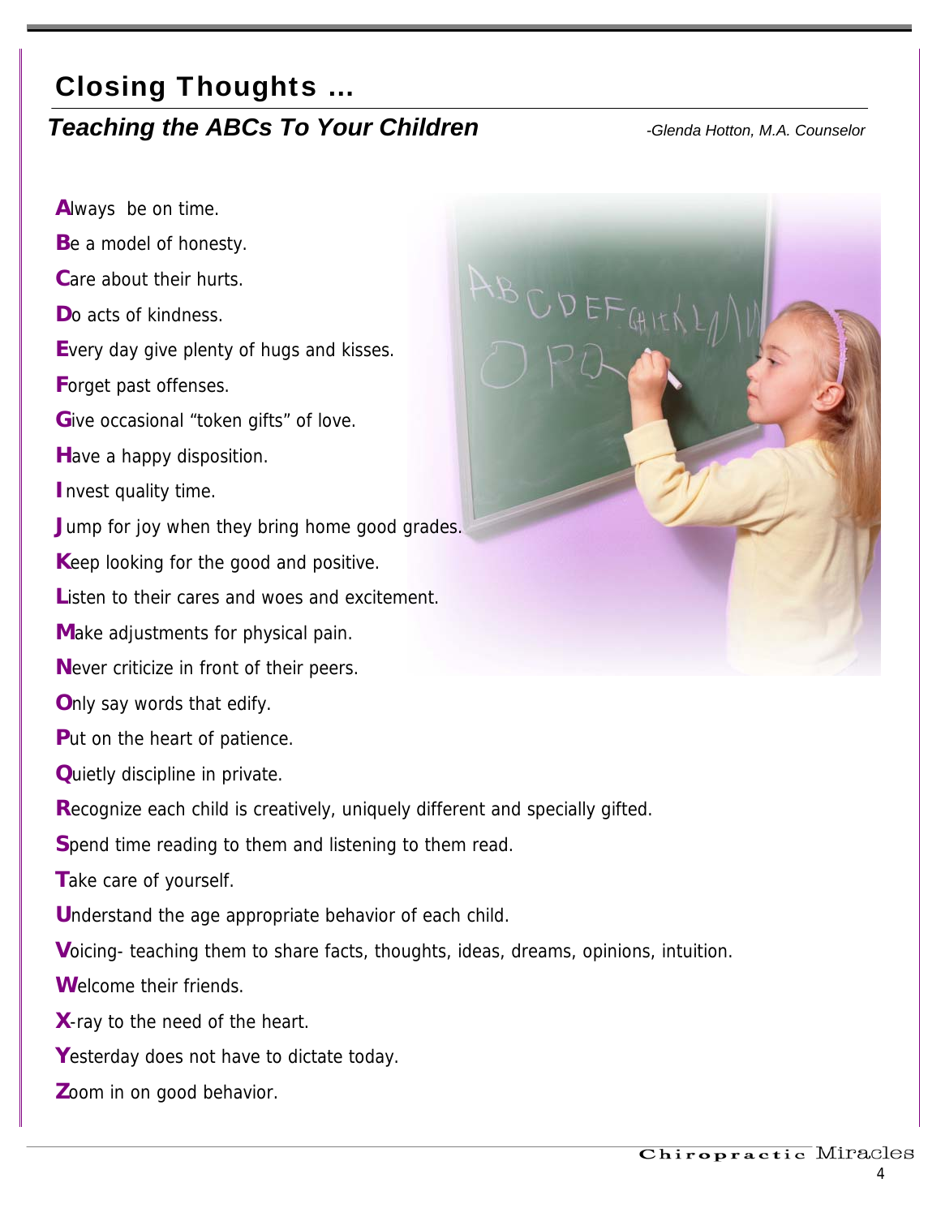## Closing Thoughts …

### *Teaching the ABCs To Your Children*

*-Glenda Hotton, M.A. Counselor*

**A**lways be on time.

**B**e a model of honesty.

**C**are about their hurts.

**D**o acts of kindness.

**E**very day give plenty of hugs and kisses.

**F**orget past offenses.

**G**ive occasional "token gifts" of love.

**H**ave a happy disposition.

**I**nvest quality time.

**J**ump for joy when they bring home good grades.

**K**eep looking for the good and positive.

**L**isten to their cares and woes and excitement.

**M**ake adjustments for physical pain.

**N**ever criticize in front of their peers.

**O**nly say words that edify.

**P**ut on the heart of patience.

**Q**uietly discipline in private.

**R**ecognize each child is creatively, uniquely different and specially gifted.

**S**pend time reading to them and listening to them read.

**T**ake care of yourself.

**U**nderstand the age appropriate behavior of each child.

**V**oicing- teaching them to share facts, thoughts, ideas, dreams, opinions, intuition.

**W**elcome their friends.

**X**-ray to the need of the heart.

**Y**esterday does not have to dictate today.

**Z**oom in on good behavior.